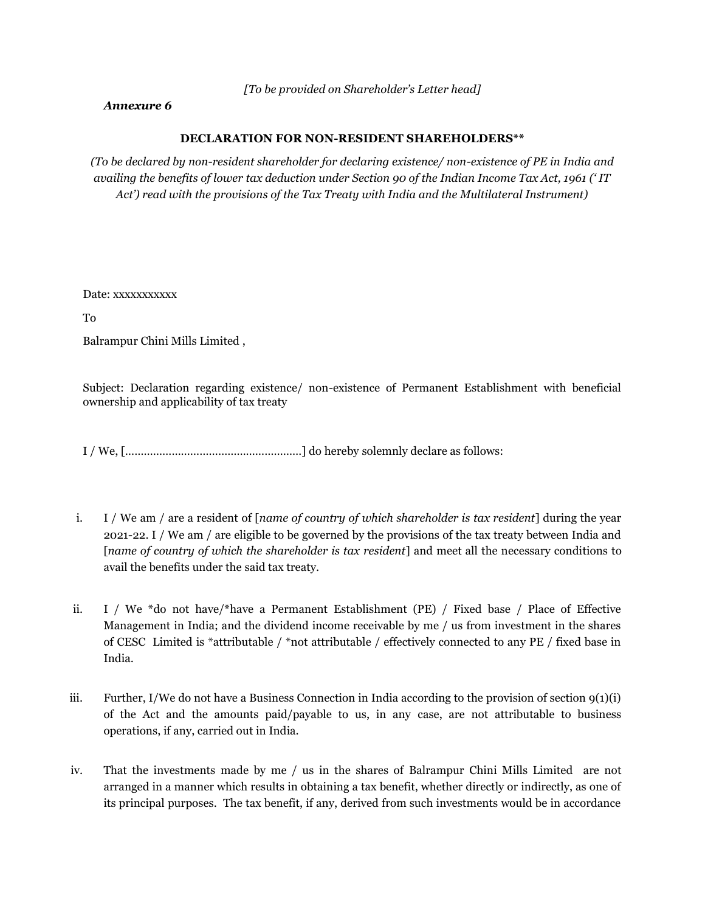*[To be provided on Shareholder's Letter head]*

***Annexure 6***

**DECLARATION FOR NON-RESIDENT SHAREHOLDERS\*\***

*(To be declared by non-resident shareholder for declaring existence/ non-existence of PE in India and availing the benefits of lower tax deduction under Section 90 of the Indian Income Tax Act, 1961 (' IT Act') read with the provisions of the Tax Treaty with India and the Multilateral Instrument)*

Date: xxxxxxxxxxx

To

Balrampur Chini Mills Limited ,

Subject: Declaration regarding existence/ non-existence of Permanent Establishment with beneficial ownership and applicability of tax treaty

I / We, [.........................................................] do hereby solemnly declare as follows:

i. I / We am / are a resident of [*name of country of which shareholder is tax resident*] during the year 2021-22. I / We am / are eligible to be governed by the provisions of the tax treaty between India and [*name of country of which the shareholder is tax resident*] and meet all the necessary conditions to avail the benefits under the said tax treaty.

ii. I / We *do not have/*have a Permanent Establishment (PE) / Fixed base / Place of Effective Management in India; and the dividend income receivable by me / us from investment in the shares of CESC Limited is *attributable / *not attributable / effectively connected to any PE / fixed base in India.

iii. Further, I/We do not have a Business Connection in India according to the provision of section 9(1)(i) of the Act and the amounts paid/payable to us, in any case, are not attributable to business operations, if any, carried out in India.

iv. That the investments made by me / us in the shares of Balrampur Chini Mills Limited are not arranged in a manner which results in obtaining a tax benefit, whether directly or indirectly, as one of its principal purposes. The tax benefit, if any, derived from such investments would be in accordance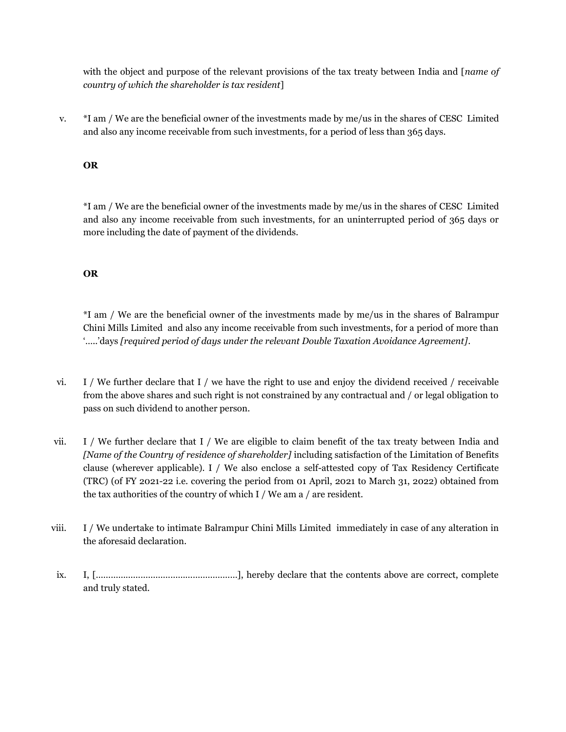with the object and purpose of the relevant provisions of the tax treaty between India and [*name of country of which the shareholder is tax resident*]

v. *I am / We are the beneficial owner of the investments made by me/us in the shares of CESC Limited and also any income receivable from such investments, for a period of less than 365 days.

   **OR**

   *I am / We are the beneficial owner of the investments made by me/us in the shares of CESC Limited and also any income receivable from such investments, for an uninterrupted period of 365 days or more including the date of payment of the dividends.

   **OR**

   *I am / We are the beneficial owner of the investments made by me/us in the shares of Balrampur Chini Mills Limited and also any income receivable from such investments, for a period of more than '.....'days *[required period of days under the relevant Double Taxation Avoidance Agreement]*.

vi. I / We further declare that I / we have the right to use and enjoy the dividend received / receivable from the above shares and such right is not constrained by any contractual and / or legal obligation to pass on such dividend to another person.

vii. I / We further declare that I / We are eligible to claim benefit of the tax treaty between India and *[Name of the Country of residence of shareholder]* including satisfaction of the Limitation of Benefits clause (wherever applicable). I / We also enclose a self-attested copy of Tax Residency Certificate (TRC) (of FY 2021-22 i.e. covering the period from 01 April, 2021 to March 31, 2022) obtained from the tax authorities of the country of which I / We am a / are resident.

viii. I / We undertake to intimate Balrampur Chini Mills Limited immediately in case of any alteration in the aforesaid declaration.

ix. I, [.........................................................], hereby declare that the contents above are correct, complete and truly stated.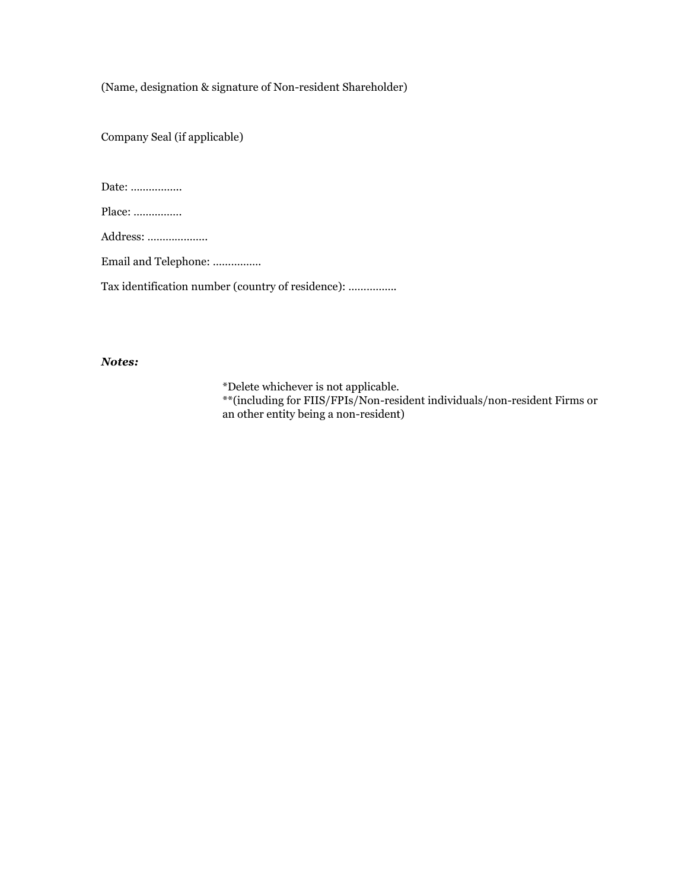(Name, designation & signature of Non-resident Shareholder)

Company Seal (if applicable)

Date: ................

Place: ...............

Address: ...................

Email and Telephone: ...............

Tax identification number (country of residence): ...............

***Notes:***

*Delete whichever is not applicable.
**(including for FIIS/FPIs/Non-resident individuals/non-resident Firms or an other entity being a non-resident)